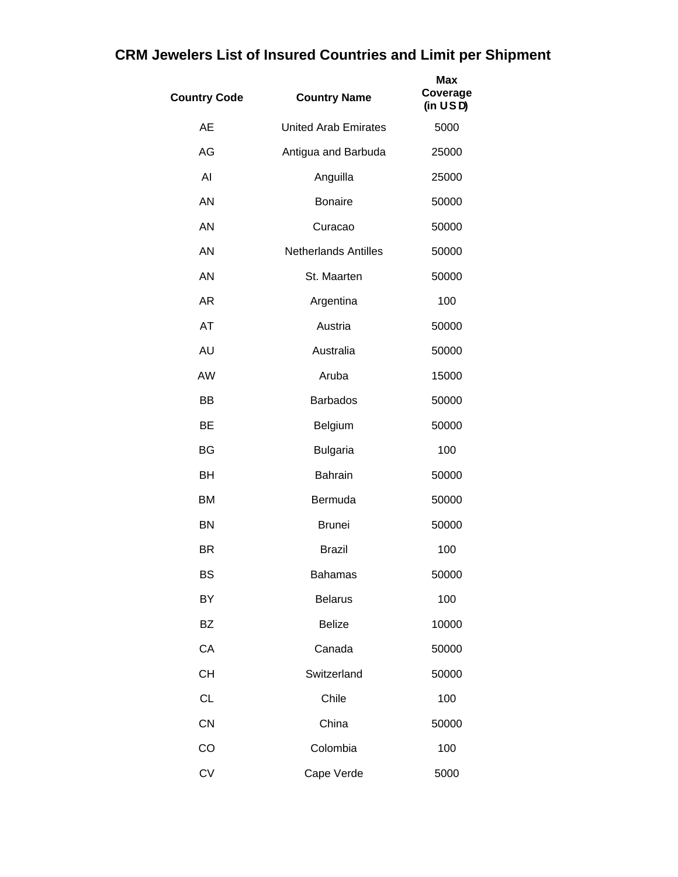# CRM Jewelers List of Insured Countries and Limit per Shipment

| Country Code | Country Name | Max Coverage (in USD) |
|---|---|---|
| AE | United Arab Emirates | 5000 |
| AG | Antigua and Barbuda | 25000 |
| AI | Anguilla | 25000 |
| AN | Bonaire | 50000 |
| AN | Curacao | 50000 |
| AN | Netherlands Antilles | 50000 |
| AN | St. Maarten | 50000 |
| AR | Argentina | 100 |
| AT | Austria | 50000 |
| AU | Australia | 50000 |
| AW | Aruba | 15000 |
| BB | Barbados | 50000 |
| BE | Belgium | 50000 |
| BG | Bulgaria | 100 |
| BH | Bahrain | 50000 |
| BM | Bermuda | 50000 |
| BN | Brunei | 50000 |
| BR | Brazil | 100 |
| BS | Bahamas | 50000 |
| BY | Belarus | 100 |
| BZ | Belize | 10000 |
| CA | Canada | 50000 |
| CH | Switzerland | 50000 |
| CL | Chile | 100 |
| CN | China | 50000 |
| CO | Colombia | 100 |
| CV | Cape Verde | 5000 |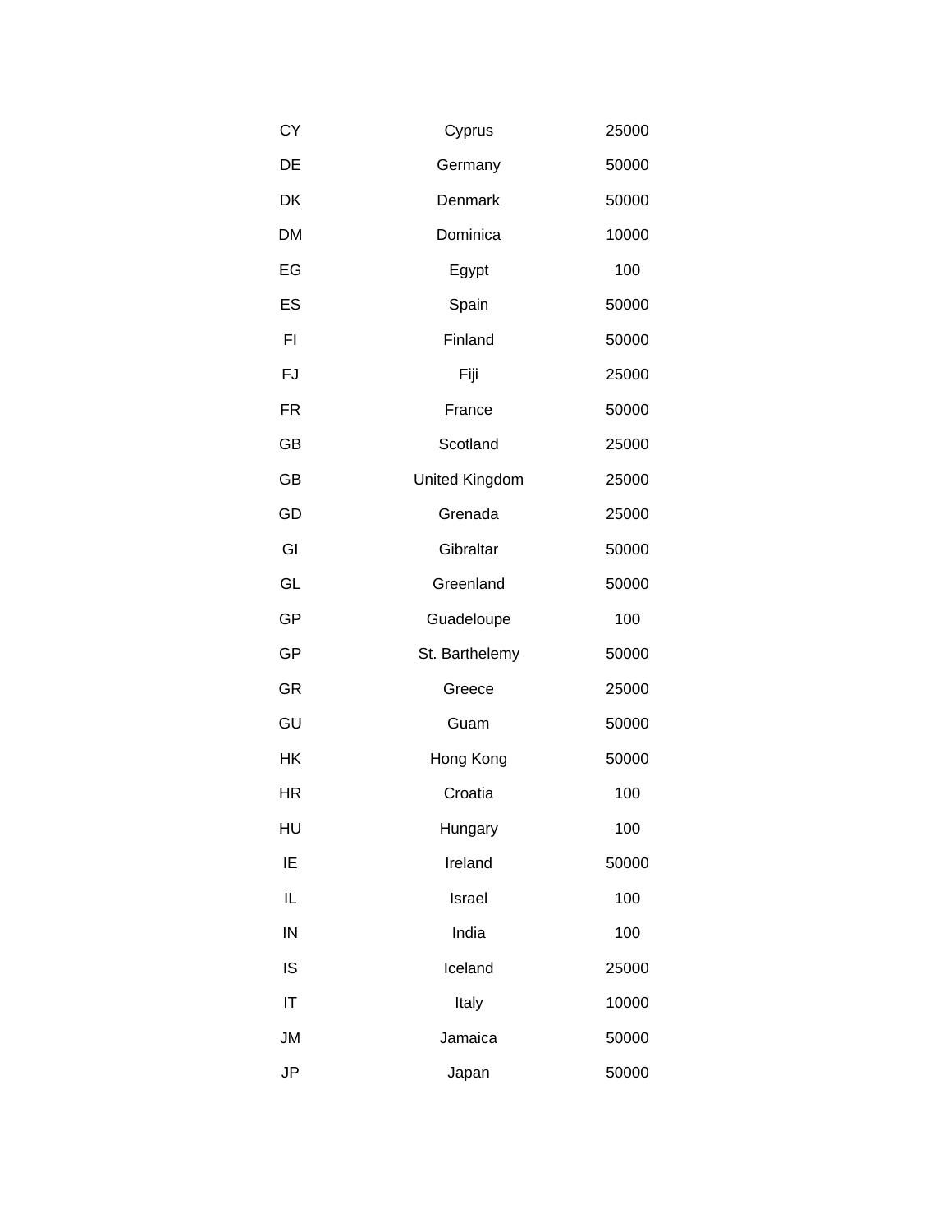| | | |
|---|---|---|
| CY | Cyprus | 25000 |
| DE | Germany | 50000 |
| DK | Denmark | 50000 |
| DM | Dominica | 10000 |
| EG | Egypt | 100 |
| ES | Spain | 50000 |
| FI | Finland | 50000 |
| FJ | Fiji | 25000 |
| FR | France | 50000 |
| GB | Scotland | 25000 |
| GB | United Kingdom | 25000 |
| GD | Grenada | 25000 |
| GI | Gibraltar | 50000 |
| GL | Greenland | 50000 |
| GP | Guadeloupe | 100 |
| GP | St. Barthelemy | 50000 |
| GR | Greece | 25000 |
| GU | Guam | 50000 |
| HK | Hong Kong | 50000 |
| HR | Croatia | 100 |
| HU | Hungary | 100 |
| IE | Ireland | 50000 |
| IL | Israel | 100 |
| IN | India | 100 |
| IS | Iceland | 25000 |
| IT | Italy | 10000 |
| JM | Jamaica | 50000 |
| JP | Japan | 50000 |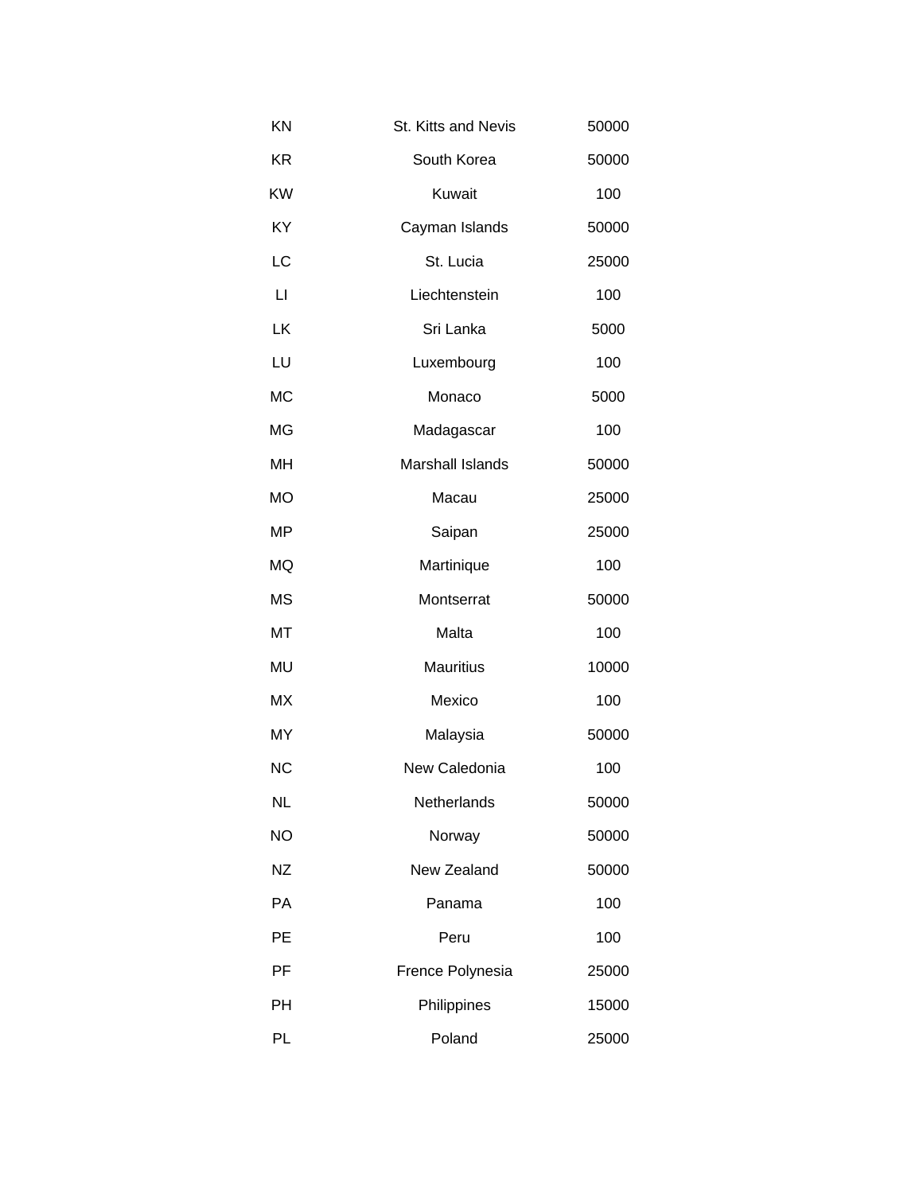| | | |
|---|---|---|
| KN | St. Kitts and Nevis | 50000 |
| KR | South Korea | 50000 |
| KW | Kuwait | 100 |
| KY | Cayman Islands | 50000 |
| LC | St. Lucia | 25000 |
| LI | Liechtenstein | 100 |
| LK | Sri Lanka | 5000 |
| LU | Luxembourg | 100 |
| MC | Monaco | 5000 |
| MG | Madagascar | 100 |
| MH | Marshall Islands | 50000 |
| MO | Macau | 25000 |
| MP | Saipan | 25000 |
| MQ | Martinique | 100 |
| MS | Montserrat | 50000 |
| MT | Malta | 100 |
| MU | Mauritius | 10000 |
| MX | Mexico | 100 |
| MY | Malaysia | 50000 |
| NC | New Caledonia | 100 |
| NL | Netherlands | 50000 |
| NO | Norway | 50000 |
| NZ | New Zealand | 50000 |
| PA | Panama | 100 |
| PE | Peru | 100 |
| PF | Frence Polynesia | 25000 |
| PH | Philippines | 15000 |
| PL | Poland | 25000 |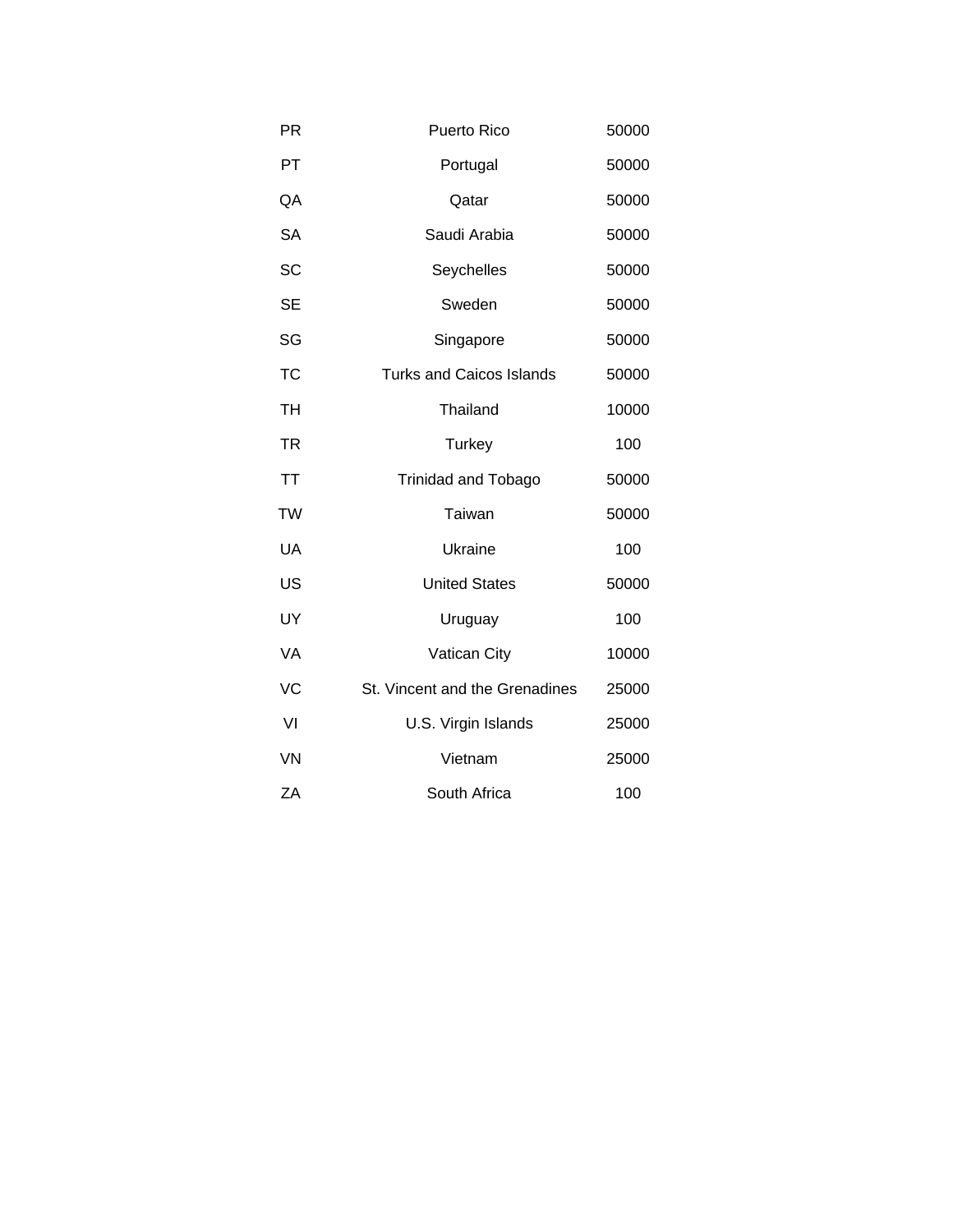| | | |
|---|---|---|
| PR | Puerto Rico | 50000 |
| PT | Portugal | 50000 |
| QA | Qatar | 50000 |
| SA | Saudi Arabia | 50000 |
| SC | Seychelles | 50000 |
| SE | Sweden | 50000 |
| SG | Singapore | 50000 |
| TC | Turks and Caicos Islands | 50000 |
| TH | Thailand | 10000 |
| TR | Turkey | 100 |
| TT | Trinidad and Tobago | 50000 |
| TW | Taiwan | 50000 |
| UA | Ukraine | 100 |
| US | United States | 50000 |
| UY | Uruguay | 100 |
| VA | Vatican City | 10000 |
| VC | St. Vincent and the Grenadines | 25000 |
| VI | U.S. Virgin Islands | 25000 |
| VN | Vietnam | 25000 |
| ZA | South Africa | 100 |